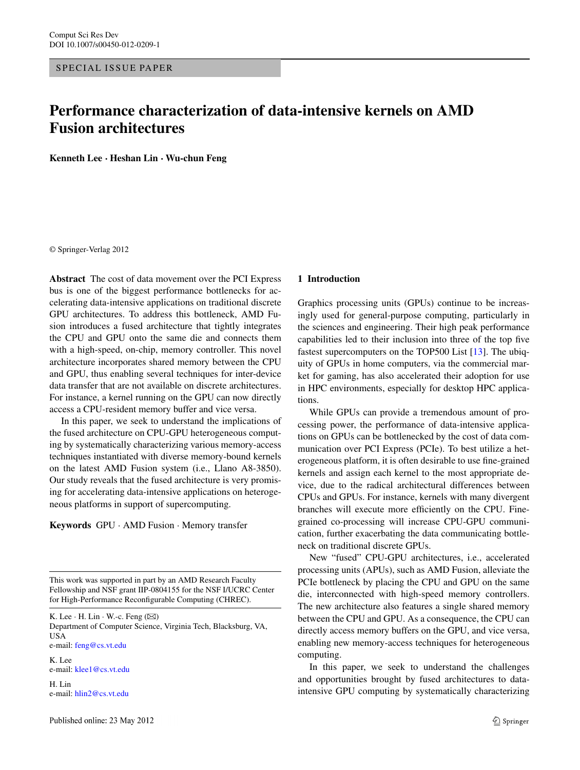SPECIAL ISSUE PAPER

# Performance characterization of data-intensive kernels on AMD Fusion architectures

**Kenneth Lee · Heshan Lin · Wu-chun Feng**

© Springer-Verlag 2012

**Abstract** The cost of data movement over the PCI Express bus is one of the biggest performance bottlenecks for accelerating data-intensive applications on traditional discrete GPU architectures. To address this bottleneck, AMD Fusion introduces a fused architecture that tightly integrates the CPU and GPU onto the same die and connects them with a high-speed, on-chip, memory controller. This novel architecture incorporates shared memory between the CPU and GPU, thus enabling several techniques for inter-device data transfer that are not available on discrete architectures. For instance, a kernel running on the GPU can now directly access a CPU-resident memory buffer and vice versa.

In this paper, we seek to understand the implications of the fused architecture on CPU-GPU heterogeneous computing by systematically characterizing various memory-access techniques instantiated with diverse memory-bound kernels on the latest AMD Fusion system (i.e., Llano A8-3850). Our study reveals that the fused architecture is very promising for accelerating data-intensive applications on heterogeneous platforms in support of supercomputing.

**Keywords** GPU · AMD Fusion · Memory transfer

This work was supported in part by an AMD Research Faculty Fellowship and NSF grant IIP-0804155 for the NSF I/UCRC Center for High-Performance Reconfigurable Computing (CHREC).

K. Lee · H. Lin · W.-c. Feng (✉)
Department of Computer Science, Virginia Tech, Blacksburg, VA, USA
e-mail: feng@cs.vt.edu

K. Lee
e-mail: klee1@cs.vt.edu

H. Lin
e-mail: hlin2@cs.vt.edu

Published online: 23 May 2012

## 1 Introduction

Graphics processing units (GPUs) continue to be increasingly used for general-purpose computing, particularly in the sciences and engineering. Their high peak performance capabilities led to their inclusion into three of the top five fastest supercomputers on the TOP500 List [13]. The ubiquity of GPUs in home computers, via the commercial market for gaming, has also accelerated their adoption for use in HPC environments, especially for desktop HPC applications.

While GPUs can provide a tremendous amount of processing power, the performance of data-intensive applications on GPUs can be bottlenecked by the cost of data communication over PCI Express (PCIe). To best utilize a heterogeneous platform, it is often desirable to use fine-grained kernels and assign each kernel to the most appropriate device, due to the radical architectural differences between CPUs and GPUs. For instance, kernels with many divergent branches will execute more efficiently on the CPU. Fine-grained co-processing will increase CPU-GPU communication, further exacerbating the data communicating bottleneck on traditional discrete GPUs.

New "fused" CPU-GPU architectures, i.e., accelerated processing units (APUs), such as AMD Fusion, alleviate the PCIe bottleneck by placing the CPU and GPU on the same die, interconnected with high-speed memory controllers. The new architecture also features a single shared memory between the CPU and GPU. As a consequence, the CPU can directly access memory buffers on the GPU, and vice versa, enabling new memory-access techniques for heterogeneous computing.

In this paper, we seek to understand the challenges and opportunities brought by fused architectures to data-intensive GPU computing by systematically characterizing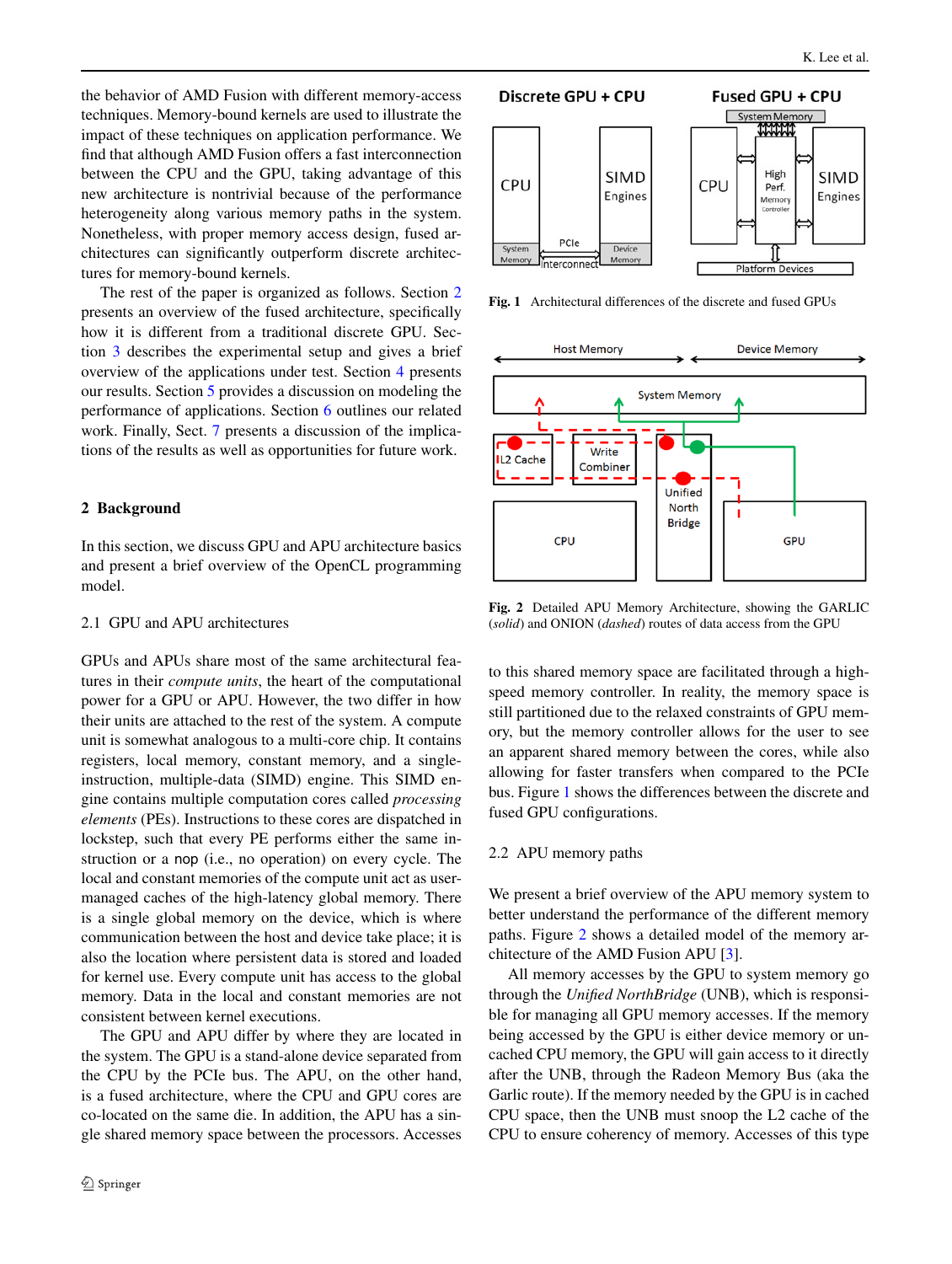the behavior of AMD Fusion with different memory-access techniques. Memory-bound kernels are used to illustrate the impact of these techniques on application performance. We find that although AMD Fusion offers a fast interconnection between the CPU and the GPU, taking advantage of this new architecture is nontrivial because of the performance heterogeneity along various memory paths in the system. Nonetheless, with proper memory access design, fused architectures can significantly outperform discrete architectures for memory-bound kernels.

The rest of the paper is organized as follows. Section 2 presents an overview of the fused architecture, specifically how it is different from a traditional discrete GPU. Section 3 describes the experimental setup and gives a brief overview of the applications under test. Section 4 presents our results. Section 5 provides a discussion on modeling the performance of applications. Section 6 outlines our related work. Finally, Sect. 7 presents a discussion of the implications of the results as well as opportunities for future work.

## 2 Background

In this section, we discuss GPU and APU architecture basics and present a brief overview of the OpenCL programming model.

### 2.1 GPU and APU architectures

GPUs and APUs share most of the same architectural features in their *compute units*, the heart of the computational power for a GPU or APU. However, the two differ in how their units are attached to the rest of the system. A compute unit is somewhat analogous to a multi-core chip. It contains registers, local memory, constant memory, and a single-instruction, multiple-data (SIMD) engine. This SIMD engine contains multiple computation cores called *processing elements* (PEs). Instructions to these cores are dispatched in lockstep, such that every PE performs either the same instruction or a nop (i.e., no operation) on every cycle. The local and constant memories of the compute unit act as user-managed caches of the high-latency global memory. There is a single global memory on the device, which is where communication between the host and device take place; it is also the location where persistent data is stored and loaded for kernel use. Every compute unit has access to the global memory. Data in the local and constant memories are not consistent between kernel executions.

The GPU and APU differ by where they are located in the system. The GPU is a stand-alone device separated from the CPU by the PCIe bus. The APU, on the other hand, is a fused architecture, where the CPU and GPU cores are co-located on the same die. In addition, the APU has a single shared memory space between the processors. Accesses to this shared memory space are facilitated through a high-speed memory controller. In reality, the memory space is still partitioned due to the relaxed constraints of GPU memory, but the memory controller allows for the user to see an apparent shared memory between the cores, while also allowing for faster transfers when compared to the PCIe bus. Figure 1 shows the differences between the discrete and fused GPU configurations.

**Fig. 1** Architectural differences of the discrete and fused GPUs

**Fig. 2** Detailed APU Memory Architecture, showing the GARLIC (*solid*) and ONION (*dashed*) routes of data access from the GPU

### 2.2 APU memory paths

We present a brief overview of the APU memory system to better understand the performance of the different memory paths. Figure 2 shows a detailed model of the memory architecture of the AMD Fusion APU [3].

All memory accesses by the GPU to system memory go through the *Unified NorthBridge* (UNB), which is responsible for managing all GPU memory accesses. If the memory being accessed by the GPU is either device memory or uncached CPU memory, the GPU will gain access to it directly after the UNB, through the Radeon Memory Bus (aka the Garlic route). If the memory needed by the GPU is in cached CPU space, then the UNB must snoop the L2 cache of the CPU to ensure coherency of memory. Accesses of this type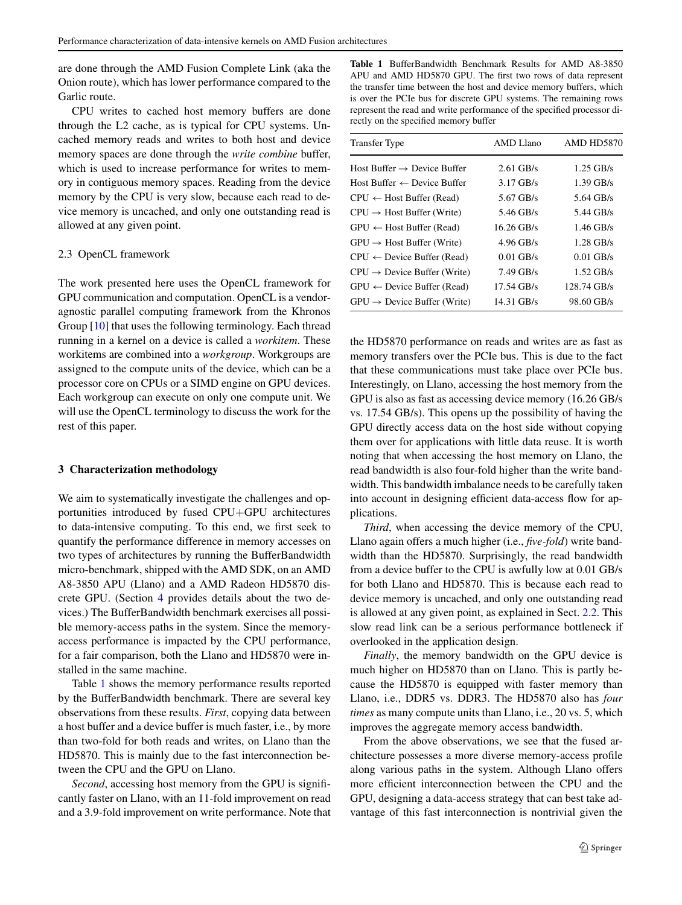are done through the AMD Fusion Complete Link (aka the Onion route), which has lower performance compared to the Garlic route.

CPU writes to cached host memory buffers are done through the L2 cache, as is typical for CPU systems. Uncached memory reads and writes to both host and device memory spaces are done through the *write combine* buffer, which is used to increase performance for writes to memory in contiguous memory spaces. Reading from the device memory by the CPU is very slow, because each read to device memory is uncached, and only one outstanding read is allowed at any given point.

### 2.3 OpenCL framework

The work presented here uses the OpenCL framework for GPU communication and computation. OpenCL is a vendor-agnostic parallel computing framework from the Khronos Group [10] that uses the following terminology. Each thread running in a kernel on a device is called a *workitem*. These workitems are combined into a *workgroup*. Workgroups are assigned to the compute units of the device, which can be a processor core on CPUs or a SIMD engine on GPU devices. Each workgroup can execute on only one compute unit. We will use the OpenCL terminology to discuss the work for the rest of this paper.

## 3 Characterization methodology

We aim to systematically investigate the challenges and opportunities introduced by fused CPU+GPU architectures to data-intensive computing. To this end, we first seek to quantify the performance difference in memory accesses on two types of architectures by running the BufferBandwidth micro-benchmark, shipped with the AMD SDK, on an AMD A8-3850 APU (Llano) and a AMD Radeon HD5870 discrete GPU. (Section 4 provides details about the two devices.) The BufferBandwidth benchmark exercises all possible memory-access paths in the system. Since the memory-access performance is impacted by the CPU performance, for a fair comparison, both the Llano and HD5870 were installed in the same machine.

Table 1 shows the memory performance results reported by the BufferBandwidth benchmark. There are several key observations from these results. *First*, copying data between a host buffer and a device buffer is much faster, i.e., by more than two-fold for both reads and writes, on Llano than the HD5870. This is mainly due to the fast interconnection between the CPU and the GPU on Llano.

*Second*, accessing host memory from the GPU is significantly faster on Llano, with an 11-fold improvement on read and a 3.9-fold improvement on write performance. Note that the HD5870 performance on reads and writes are as fast as memory transfers over the PCIe bus. This is due to the fact that these communications must take place over PCIe bus. Interestingly, on Llano, accessing the host memory from the GPU is also as fast as accessing device memory (16.26 GB/s vs. 17.54 GB/s). This opens up the possibility of having the GPU directly access data on the host side without copying them over for applications with little data reuse. It is worth noting that when accessing the host memory on Llano, the read bandwidth is also four-fold higher than the write bandwidth. This bandwidth imbalance needs to be carefully taken into account in designing efficient data-access flow for applications.

**Table 1** BufferBandwidth Benchmark Results for AMD A8-3850 APU and AMD HD5870 GPU. The first two rows of data represent the transfer time between the host and device memory buffers, which is over the PCIe bus for discrete GPU systems. The remaining rows represent the read and write performance of the specified processor directly on the specified memory buffer

| Transfer Type | AMD Llano | AMD HD5870 |
|---|---|---|
| Host Buffer → Device Buffer | 2.61 GB/s | 1.25 GB/s |
| Host Buffer ← Device Buffer | 3.17 GB/s | 1.39 GB/s |
| CPU ← Host Buffer (Read) | 5.67 GB/s | 5.64 GB/s |
| CPU → Host Buffer (Write) | 5.46 GB/s | 5.44 GB/s |
| GPU ← Host Buffer (Read) | 16.26 GB/s | 1.46 GB/s |
| GPU → Host Buffer (Write) | 4.96 GB/s | 1.28 GB/s |
| CPU ← Device Buffer (Read) | 0.01 GB/s | 0.01 GB/s |
| CPU → Device Buffer (Write) | 7.49 GB/s | 1.52 GB/s |
| GPU ← Device Buffer (Read) | 17.54 GB/s | 128.74 GB/s |
| GPU → Device Buffer (Write) | 14.31 GB/s | 98.60 GB/s |

*Third*, when accessing the device memory of the CPU, Llano again offers a much higher (i.e., *five-fold*) write bandwidth than the HD5870. Surprisingly, the read bandwidth from a device buffer to the CPU is awfully low at 0.01 GB/s for both Llano and HD5870. This is because each read to device memory is uncached, and only one outstanding read is allowed at any given point, as explained in Sect. 2.2. This slow read link can be a serious performance bottleneck if overlooked in the application design.

*Finally*, the memory bandwidth on the GPU device is much higher on HD5870 than on Llano. This is partly because the HD5870 is equipped with faster memory than Llano, i.e., DDR5 vs. DDR3. The HD5870 also has *four times* as many compute units than Llano, i.e., 20 vs. 5, which improves the aggregate memory access bandwidth.

From the above observations, we see that the fused architecture possesses a more diverse memory-access profile along various paths in the system. Although Llano offers more efficient interconnection between the CPU and the GPU, designing a data-access strategy that can best take advantage of this fast interconnection is nontrivial given the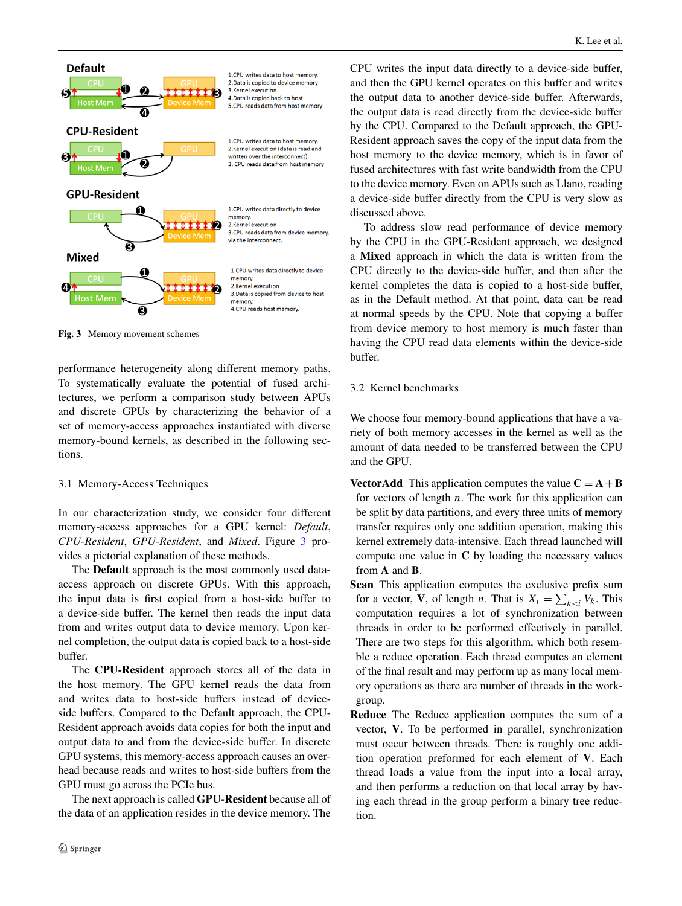Default

1.CPU writes data to host memory.
2.Data is copied to device memory
3.Kernel execution
4.Data is copied back to host
5.CPU reads data from host memory

CPU-Resident

1.CPU writes data to host memory.
2.Kernel execution (data is read and written over the interconnect).
3. CPU reads data from host memory

GPU-Resident

1.CPU writes data directly to device memory.
2.Kernel execution
3.CPU reads data from device memory, via the interconnect.

Mixed

1.CPU writes data directly to device memory.
2.Kernel execution
3.Data is copied from device to host memory.
4.CPU reads host memory.

**Fig. 3** Memory movement schemes

performance heterogeneity along different memory paths. To systematically evaluate the potential of fused architectures, we perform a comparison study between APUs and discrete GPUs by characterizing the behavior of a set of memory-access approaches instantiated with diverse memory-bound kernels, as described in the following sections.

## 3.1 Memory-Access Techniques

In our characterization study, we consider four different memory-access approaches for a GPU kernel: *Default*, *CPU-Resident*, *GPU-Resident*, and *Mixed*. Figure 3 provides a pictorial explanation of these methods.

The **Default** approach is the most commonly used data-access approach on discrete GPUs. With this approach, the input data is first copied from a host-side buffer to a device-side buffer. The kernel then reads the input data from and writes output data to device memory. Upon kernel completion, the output data is copied back to a host-side buffer.

The **CPU-Resident** approach stores all of the data in the host memory. The GPU kernel reads the data from and writes data to host-side buffers instead of device-side buffers. Compared to the Default approach, the CPU-Resident approach avoids data copies for both the input and output data to and from the device-side buffer. In discrete GPU systems, this memory-access approach causes an overhead because reads and writes to host-side buffers from the GPU must go across the PCIe bus.

The next approach is called **GPU-Resident** because all of the data of an application resides in the device memory. The CPU writes the input data directly to a device-side buffer, and then the GPU kernel operates on this buffer and writes the output data to another device-side buffer. Afterwards, the output data is read directly from the device-side buffer by the CPU. Compared to the Default approach, the GPU-Resident approach saves the copy of the input data from the host memory to the device memory, which is in favor of fused architectures with fast write bandwidth from the CPU to the device memory. Even on APUs such as Llano, reading a device-side buffer directly from the CPU is very slow as discussed above.

To address slow read performance of device memory by the CPU in the GPU-Resident approach, we designed a **Mixed** approach in which the data is written from the CPU directly to the device-side buffer, and then after the kernel completes the data is copied to a host-side buffer, as in the Default method. At that point, data can be read at normal speeds by the CPU. Note that copying a buffer from device memory to host memory is much faster than having the CPU read data elements within the device-side buffer.

## 3.2 Kernel benchmarks

We choose four memory-bound applications that have a variety of both memory accesses in the kernel as well as the amount of data needed to be transferred between the CPU and the GPU.

**VectorAdd** This application computes the value $\mathbf{C} = \mathbf{A} + \mathbf{B}$ for vectors of length $n$. The work for this application can be split by data partitions, and every three units of memory transfer requires only one addition operation, making this kernel extremely data-intensive. Each thread launched will compute one value in $\mathbf{C}$ by loading the necessary values from $\mathbf{A}$ and $\mathbf{B}$.

**Scan** This application computes the exclusive prefix sum for a vector, $\mathbf{V}$, of length $n$. That is $X_i = \sum_{k<i} V_k$. This computation requires a lot of synchronization between threads in order to be performed effectively in parallel. There are two steps for this algorithm, which both resemble a reduce operation. Each thread computes an element of the final result and may perform up as many local memory operations as there are number of threads in the workgroup.

**Reduce** The Reduce application computes the sum of a vector, $\mathbf{V}$. To be performed in parallel, synchronization must occur between threads. There is roughly one addition operation preformed for each element of $\mathbf{V}$. Each thread loads a value from the input into a local array, and then performs a reduction on that local array by having each thread in the group perform a binary tree reduction.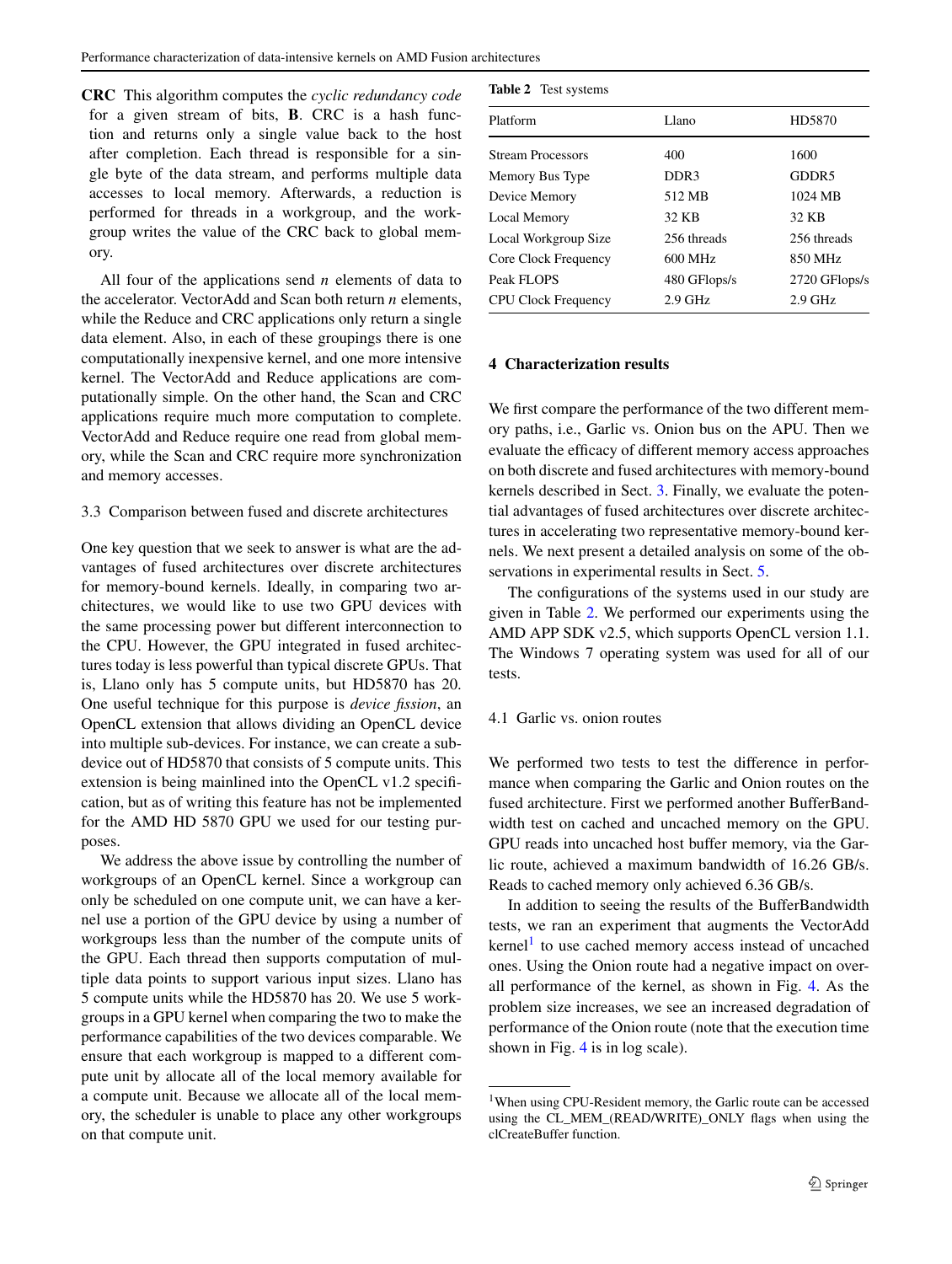**CRC** This algorithm computes the *cyclic redundancy code* for a given stream of bits, **B**. CRC is a hash function and returns only a single value back to the host after completion. Each thread is responsible for a single byte of the data stream, and performs multiple data accesses to local memory. Afterwards, a reduction is performed for threads in a workgroup, and the workgroup writes the value of the CRC back to global memory.

All four of the applications send $n$ elements of data to the accelerator. VectorAdd and Scan both return $n$ elements, while the Reduce and CRC applications only return a single data element. Also, in each of these groupings there is one computationally inexpensive kernel, and one more intensive kernel. The VectorAdd and Reduce applications are computationally simple. On the other hand, the Scan and CRC applications require much more computation to complete. VectorAdd and Reduce require one read from global memory, while the Scan and CRC require more synchronization and memory accesses.

### 3.3 Comparison between fused and discrete architectures

One key question that we seek to answer is what are the advantages of fused architectures over discrete architectures for memory-bound kernels. Ideally, in comparing two architectures, we would like to use two GPU devices with the same processing power but different interconnection to the CPU. However, the GPU integrated in fused architectures today is less powerful than typical discrete GPUs. That is, Llano only has 5 compute units, but HD5870 has 20. One useful technique for this purpose is *device fission*, an OpenCL extension that allows dividing an OpenCL device into multiple sub-devices. For instance, we can create a subdevice out of HD5870 that consists of 5 compute units. This extension is being mainlined into the OpenCL v1.2 specification, but as of writing this feature has not be implemented for the AMD HD 5870 GPU we used for our testing purposes.

We address the above issue by controlling the number of workgroups of an OpenCL kernel. Since a workgroup can only be scheduled on one compute unit, we can have a kernel use a portion of the GPU device by using a number of workgroups less than the number of the compute units of the GPU. Each thread then supports computation of multiple data points to support various input sizes. Llano has 5 compute units while the HD5870 has 20. We use 5 workgroups in a GPU kernel when comparing the two to make the performance capabilities of the two devices comparable. We ensure that each workgroup is mapped to a different compute unit by allocate all of the local memory available for a compute unit. Because we allocate all of the local memory, the scheduler is unable to place any other workgroups on that compute unit.

**Table 2** Test systems

| Platform | Llano | HD5870 |
|---|---|---|
| Stream Processors | 400 | 1600 |
| Memory Bus Type | DDR3 | GDDR5 |
| Device Memory | 512 MB | 1024 MB |
| Local Memory | 32 KB | 32 KB |
| Local Workgroup Size | 256 threads | 256 threads |
| Core Clock Frequency | 600 MHz | 850 MHz |
| Peak FLOPS | 480 GFlops/s | 2720 GFlops/s |
| CPU Clock Frequency | 2.9 GHz | 2.9 GHz |

## 4 Characterization results

We first compare the performance of the two different memory paths, i.e., Garlic vs. Onion bus on the APU. Then we evaluate the efficacy of different memory access approaches on both discrete and fused architectures with memory-bound kernels described in Sect. 3. Finally, we evaluate the potential advantages of fused architectures over discrete architectures in accelerating two representative memory-bound kernels. We next present a detailed analysis on some of the observations in experimental results in Sect. 5.

The configurations of the systems used in our study are given in Table 2. We performed our experiments using the AMD APP SDK v2.5, which supports OpenCL version 1.1. The Windows 7 operating system was used for all of our tests.

### 4.1 Garlic vs. onion routes

We performed two tests to test the difference in performance when comparing the Garlic and Onion routes on the fused architecture. First we performed another BufferBandwidth test on cached and uncached memory on the GPU. GPU reads into uncached host buffer memory, via the Garlic route, achieved a maximum bandwidth of 16.26 GB/s. Reads to cached memory only achieved 6.36 GB/s.

In addition to seeing the results of the BufferBandwidth tests, we ran an experiment that augments the VectorAdd kernel[1] to use cached memory access instead of uncached ones. Using the Onion route had a negative impact on overall performance of the kernel, as shown in Fig. 4. As the problem size increases, we see an increased degradation of performance of the Onion route (note that the execution time shown in Fig. 4 is in log scale).

[1]When using CPU-Resident memory, the Garlic route can be accessed using the CL_MEM_(READ/WRITE)_ONLY flags when using the clCreateBuffer function.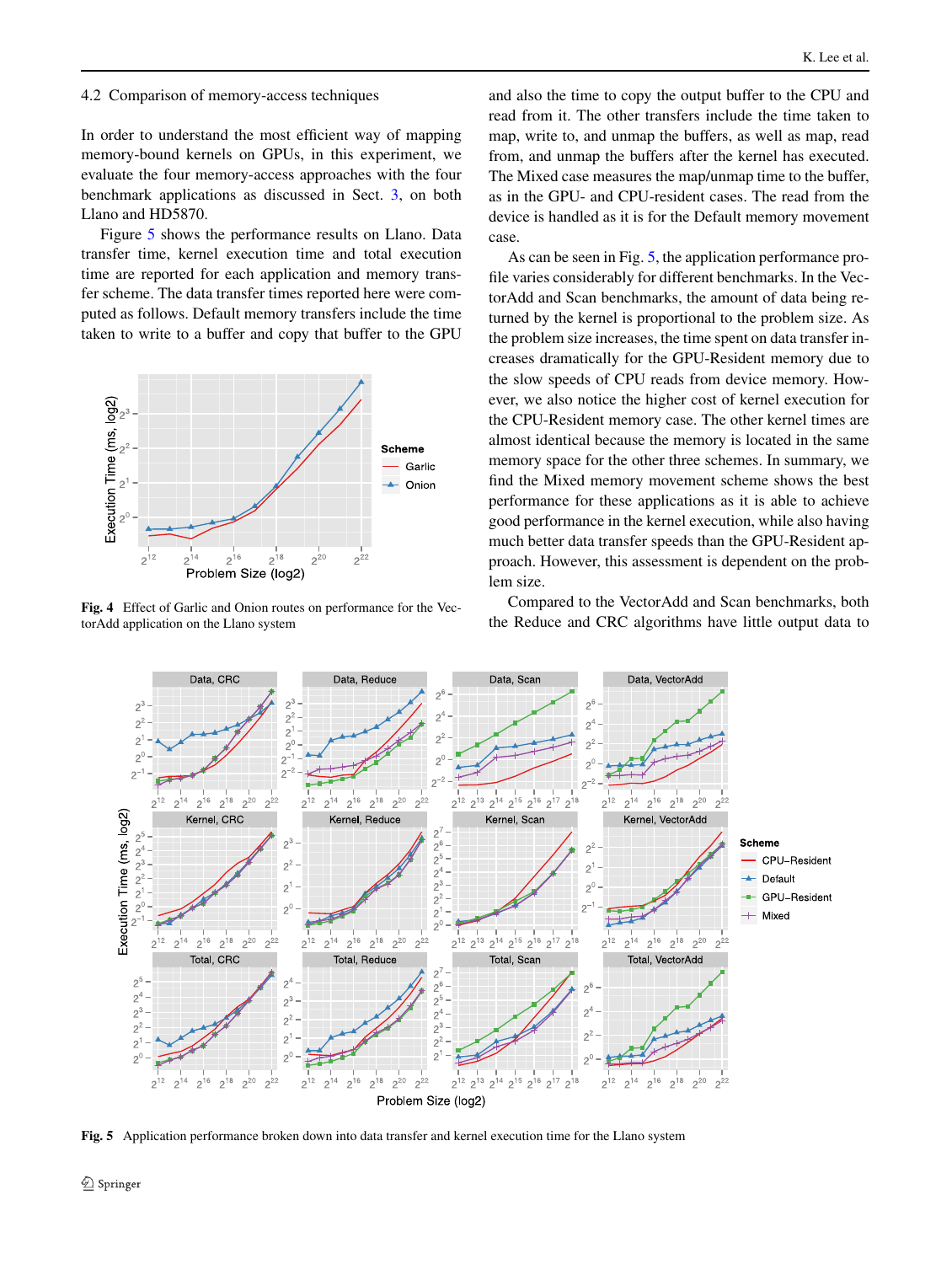### 4.2 Comparison of memory-access techniques

In order to understand the most efficient way of mapping memory-bound kernels on GPUs, in this experiment, we evaluate the four memory-access approaches with the four benchmark applications as discussed in Sect. 3, on both Llano and HD5870.

Figure 5 shows the performance results on Llano. Data transfer time, kernel execution time and total execution time are reported for each application and memory transfer scheme. The data transfer times reported here were computed as follows. Default memory transfers include the time taken to write to a buffer and copy that buffer to the GPU and also the time to copy the output buffer to the CPU and read from it. The other transfers include the time taken to map, write to, and unmap the buffers, as well as map, read from, and unmap the buffers after the kernel has executed. The Mixed case measures the map/unmap time to the buffer, as in the GPU- and CPU-resident cases. The read from the device is handled as it is for the Default memory movement case.

As can be seen in Fig. 5, the application performance profile varies considerably for different benchmarks. In the VectorAdd and Scan benchmarks, the amount of data being returned by the kernel is proportional to the problem size. As the problem size increases, the time spent on data transfer increases dramatically for the GPU-Resident memory due to the slow speeds of CPU reads from device memory. However, we also notice the higher cost of kernel execution for the CPU-Resident memory case. The other kernel times are almost identical because the memory is located in the same memory space for the other three schemes. In summary, we find the Mixed memory movement scheme shows the best performance for these applications as it is able to achieve good performance in the kernel execution, while also having much better data transfer speeds than the GPU-Resident approach. However, this assessment is dependent on the problem size.

Compared to the VectorAdd and Scan benchmarks, both the Reduce and CRC algorithms have little output data to

Execution Time (ms, log2)
Problem Size (log2)
Scheme
Garlic
Onion

**Fig. 4** Effect of Garlic and Onion routes on performance for the VectorAdd application on the Llano system

Data, CRC
Data, Reduce
Data, Scan
Data, VectorAdd
Kernel, CRC
Kernel, Reduce
Kernel, Scan
Kernel, VectorAdd
Total, CRC
Total, Reduce
Total, Scan
Total, VectorAdd
Execution Time (ms, log2)
Problem Size (log2)
Scheme
CPU–Resident
Default
GPU–Resident
Mixed

**Fig. 5** Application performance broken down into data transfer and kernel execution time for the Llano system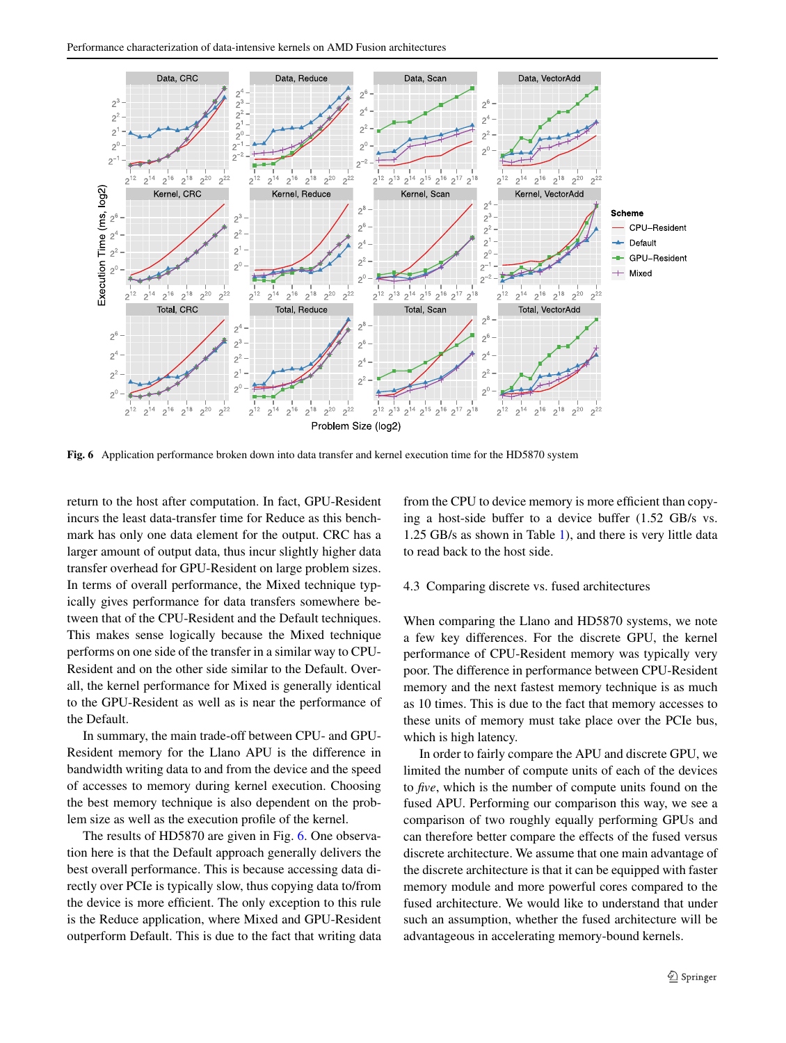Fig. 6 Application performance broken down into data transfer and kernel execution time for the HD5870 system

return to the host after computation. In fact, GPU-Resident incurs the least data-transfer time for Reduce as this benchmark has only one data element for the output. CRC has a larger amount of output data, thus incur slightly higher data transfer overhead for GPU-Resident on large problem sizes. In terms of overall performance, the Mixed technique typically gives performance for data transfers somewhere between that of the CPU-Resident and the Default techniques. This makes sense logically because the Mixed technique performs on one side of the transfer in a similar way to CPU-Resident and on the other side similar to the Default. Overall, the kernel performance for Mixed is generally identical to the GPU-Resident as well as is near the performance of the Default.

In summary, the main trade-off between CPU- and GPU-Resident memory for the Llano APU is the difference in bandwidth writing data to and from the device and the speed of accesses to memory during kernel execution. Choosing the best memory technique is also dependent on the problem size as well as the execution profile of the kernel.

The results of HD5870 are given in Fig. 6. One observation here is that the Default approach generally delivers the best overall performance. This is because accessing data directly over PCIe is typically slow, thus copying data to/from the device is more efficient. The only exception to this rule is the Reduce application, where Mixed and GPU-Resident outperform Default. This is due to the fact that writing data from the CPU to device memory is more efficient than copying a host-side buffer to a device buffer (1.52 GB/s vs. 1.25 GB/s as shown in Table 1), and there is very little data to read back to the host side.

### 4.3 Comparing discrete vs. fused architectures

When comparing the Llano and HD5870 systems, we note a few key differences. For the discrete GPU, the kernel performance of CPU-Resident memory was typically very poor. The difference in performance between CPU-Resident memory and the next fastest memory technique is as much as 10 times. This is due to the fact that memory accesses to these units of memory must take place over the PCIe bus, which is high latency.

In order to fairly compare the APU and discrete GPU, we limited the number of compute units of each of the devices to *five*, which is the number of compute units found on the fused APU. Performing our comparison this way, we see a comparison of two roughly equally performing GPUs and can therefore better compare the effects of the fused versus discrete architecture. We assume that one main advantage of the discrete architecture is that it can be equipped with faster memory module and more powerful cores compared to the fused architecture. We would like to understand that under such an assumption, whether the fused architecture will be advantageous in accelerating memory-bound kernels.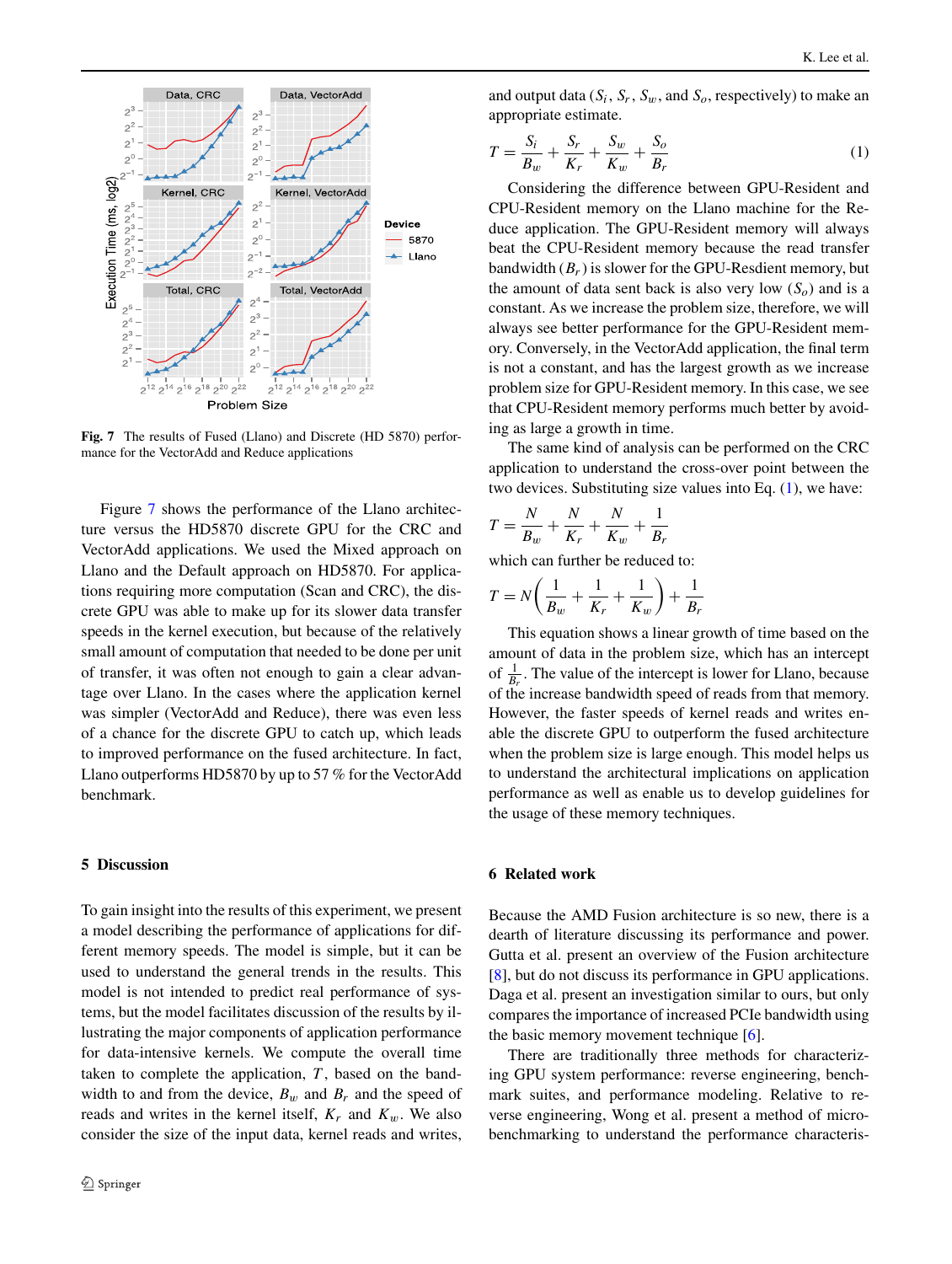Fig. 7 The results of Fused (Llano) and Discrete (HD 5870) performance for the VectorAdd and Reduce applications

Figure 7 shows the performance of the Llano architecture versus the HD5870 discrete GPU for the CRC and VectorAdd applications. We used the Mixed approach on Llano and the Default approach on HD5870. For applications requiring more computation (Scan and CRC), the discrete GPU was able to make up for its slower data transfer speeds in the kernel execution, but because of the relatively small amount of computation that needed to be done per unit of transfer, it was often not enough to gain a clear advantage over Llano. In the cases where the application kernel was simpler (VectorAdd and Reduce), there was even less of a chance for the discrete GPU to catch up, which leads to improved performance on the fused architecture. In fact, Llano outperforms HD5870 by up to 57 % for the VectorAdd benchmark.

## 5 Discussion

To gain insight into the results of this experiment, we present a model describing the performance of applications for different memory speeds. The model is simple, but it can be used to understand the general trends in the results. This model is not intended to predict real performance of systems, but the model facilitates discussion of the results by illustrating the major components of application performance for data-intensive kernels. We compute the overall time taken to complete the application, $T$, based on the bandwidth to and from the device, $B_w$ and $B_r$ and the speed of reads and writes in the kernel itself, $K_r$ and $K_w$. We also consider the size of the input data, kernel reads and writes, and output data ($S_i$, $S_r$, $S_w$, and $S_o$, respectively) to make an appropriate estimate.

$$T = \frac{S_i}{B_w} + \frac{S_r}{K_r} + \frac{S_w}{K_w} + \frac{S_o}{B_r} \tag{1}$$

Considering the difference between GPU-Resident and CPU-Resident memory on the Llano machine for the Reduce application. The GPU-Resident memory will always beat the CPU-Resident memory because the read transfer bandwidth ($B_r$) is slower for the GPU-Resdient memory, but the amount of data sent back is also very low ($S_o$) and is a constant. As we increase the problem size, therefore, we will always see better performance for the GPU-Resident memory. Conversely, in the VectorAdd application, the final term is not a constant, and has the largest growth as we increase problem size for GPU-Resident memory. In this case, we see that CPU-Resident memory performs much better by avoiding as large a growth in time.

The same kind of analysis can be performed on the CRC application to understand the cross-over point between the two devices. Substituting size values into Eq. (1), we have:

$$T = \frac{N}{B_w} + \frac{N}{K_r} + \frac{N}{K_w} + \frac{1}{B_r}$$

which can further be reduced to:

$$T = N\left(\frac{1}{B_w} + \frac{1}{K_r} + \frac{1}{K_w}\right) + \frac{1}{B_r}$$

This equation shows a linear growth of time based on the amount of data in the problem size, which has an intercept of $\frac{1}{B_r}$. The value of the intercept is lower for Llano, because of the increase bandwidth speed of reads from that memory. However, the faster speeds of kernel reads and writes enable the discrete GPU to outperform the fused architecture when the problem size is large enough. This model helps us to understand the architectural implications on application performance as well as enable us to develop guidelines for the usage of these memory techniques.

## 6 Related work

Because the AMD Fusion architecture is so new, there is a dearth of literature discussing its performance and power. Gutta et al. present an overview of the Fusion architecture [8], but do not discuss its performance in GPU applications. Daga et al. present an investigation similar to ours, but only compares the importance of increased PCIe bandwidth using the basic memory movement technique [6].

There are traditionally three methods for characterizing GPU system performance: reverse engineering, benchmark suites, and performance modeling. Relative to reverse engineering, Wong et al. present a method of micro-benchmarking to understand the performance characteris-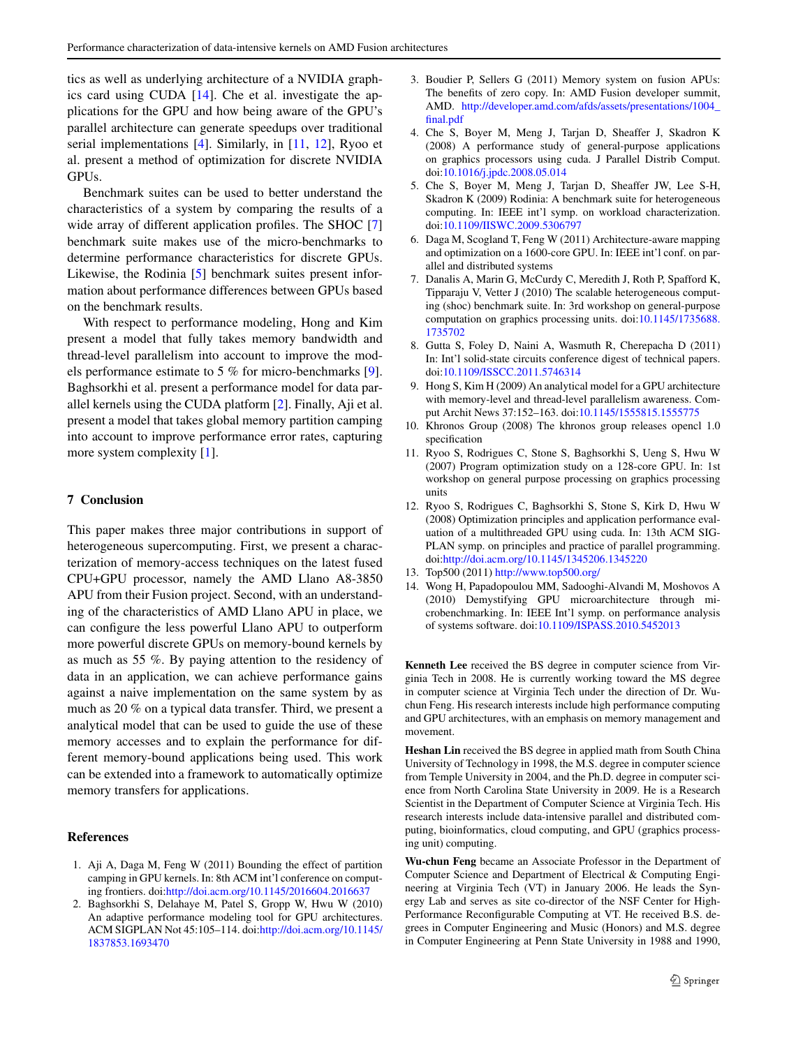tics as well as underlying architecture of a NVIDIA graphics card using CUDA [14]. Che et al. investigate the applications for the GPU and how being aware of the GPU's parallel architecture can generate speedups over traditional serial implementations [4]. Similarly, in [11, 12], Ryoo et al. present a method of optimization for discrete NVIDIA GPUs.

Benchmark suites can be used to better understand the characteristics of a system by comparing the results of a wide array of different application profiles. The SHOC [7] benchmark suite makes use of the micro-benchmarks to determine performance characteristics for discrete GPUs. Likewise, the Rodinia [5] benchmark suites present information about performance differences between GPUs based on the benchmark results.

With respect to performance modeling, Hong and Kim present a model that fully takes memory bandwidth and thread-level parallelism into account to improve the models performance estimate to 5 % for micro-benchmarks [9]. Baghsorkhi et al. present a performance model for data parallel kernels using the CUDA platform [2]. Finally, Aji et al. present a model that takes global memory partition camping into account to improve performance error rates, capturing more system complexity [1].

## 7 Conclusion

This paper makes three major contributions in support of heterogeneous supercomputing. First, we present a characterization of memory-access techniques on the latest fused CPU+GPU processor, namely the AMD Llano A8-3850 APU from their Fusion project. Second, with an understanding of the characteristics of AMD Llano APU in place, we can configure the less powerful Llano APU to outperform more powerful discrete GPUs on memory-bound kernels by as much as 55 %. By paying attention to the residency of data in an application, we can achieve performance gains against a naive implementation on the same system by as much as 20 % on a typical data transfer. Third, we present a analytical model that can be used to guide the use of these memory accesses and to explain the performance for different memory-bound applications being used. This work can be extended into a framework to automatically optimize memory transfers for applications.

## References

1. Aji A, Daga M, Feng W (2011) Bounding the effect of partition camping in GPU kernels. In: 8th ACM int'l conference on computing frontiers. doi:http://doi.acm.org/10.1145/2016604.2016637
2. Baghsorkhi S, Delahaye M, Patel S, Gropp W, Hwu W (2010) An adaptive performance modeling tool for GPU architectures. ACM SIGPLAN Not 45:105–114. doi:http://doi.acm.org/10.1145/1837853.1693470
3. Boudier P, Sellers G (2011) Memory system on fusion APUs: The benefits of zero copy. In: AMD Fusion developer summit, AMD. http://developer.amd.com/afds/assets/presentations/1004_final.pdf
4. Che S, Boyer M, Meng J, Tarjan D, Sheaffer J, Skadron K (2008) A performance study of general-purpose applications on graphics processors using cuda. J Parallel Distrib Comput. doi:10.1016/j.jpdc.2008.05.014
5. Che S, Boyer M, Meng J, Tarjan D, Sheaffer JW, Lee S-H, Skadron K (2009) Rodinia: A benchmark suite for heterogeneous computing. In: IEEE int'l symp. on workload characterization. doi:10.1109/IISWC.2009.5306797
6. Daga M, Scogland T, Feng W (2011) Architecture-aware mapping and optimization on a 1600-core GPU. In: IEEE int'l conf. on parallel and distributed systems
7. Danalis A, Marin G, McCurdy C, Meredith J, Roth P, Spafford K, Tipparaju V, Vetter J (2010) The scalable heterogeneous computing (shoc) benchmark suite. In: 3rd workshop on general-purpose computation on graphics processing units. doi:10.1145/1735688.1735702
8. Gutta S, Foley D, Naini A, Wasmuth R, Cherepacha D (2011) In: Int'l solid-state circuits conference digest of technical papers. doi:10.1109/ISSCC.2011.5746314
9. Hong S, Kim H (2009) An analytical model for a GPU architecture with memory-level and thread-level parallelism awareness. Comput Archit News 37:152–163. doi:10.1145/1555815.1555775
10. Khronos Group (2008) The khronos group releases opencl 1.0 specification
11. Ryoo S, Rodrigues C, Stone S, Baghsorkhi S, Ueng S, Hwu W (2007) Program optimization study on a 128-core GPU. In: 1st workshop on general purpose processing on graphics processing units
12. Ryoo S, Rodrigues C, Baghsorkhi S, Stone S, Kirk D, Hwu W (2008) Optimization principles and application performance evaluation of a multithreaded GPU using cuda. In: 13th ACM SIGPLAN symp. on principles and practice of parallel programming. doi:http://doi.acm.org/10.1145/1345206.1345220
13. Top500 (2011) http://www.top500.org/
14. Wong H, Papadopoulou MM, Sadooghi-Alvandi M, Moshovos A (2010) Demystifying GPU microarchitecture through microbenchmarking. In: IEEE Int'l symp. on performance analysis of systems software. doi:10.1109/ISPASS.2010.5452013

**Kenneth Lee** received the BS degree in computer science from Virginia Tech in 2008. He is currently working toward the MS degree in computer science at Virginia Tech under the direction of Dr. Wu-chun Feng. His research interests include high performance computing and GPU architectures, with an emphasis on memory management and movement.

**Heshan Lin** received the BS degree in applied math from South China University of Technology in 1998, the M.S. degree in computer science from Temple University in 2004, and the Ph.D. degree in computer science from North Carolina State University in 2009. He is a Research Scientist in the Department of Computer Science at Virginia Tech. His research interests include data-intensive parallel and distributed computing, bioinformatics, cloud computing, and GPU (graphics processing unit) computing.

**Wu-chun Feng** became an Associate Professor in the Department of Computer Science and Department of Electrical & Computing Engineering at Virginia Tech (VT) in January 2006. He leads the Synergy Lab and serves as site co-director of the NSF Center for High-Performance Reconfigurable Computing at VT. He received B.S. degrees in Computer Engineering and Music (Honors) and M.S. degree in Computer Engineering at Penn State University in 1988 and 1990,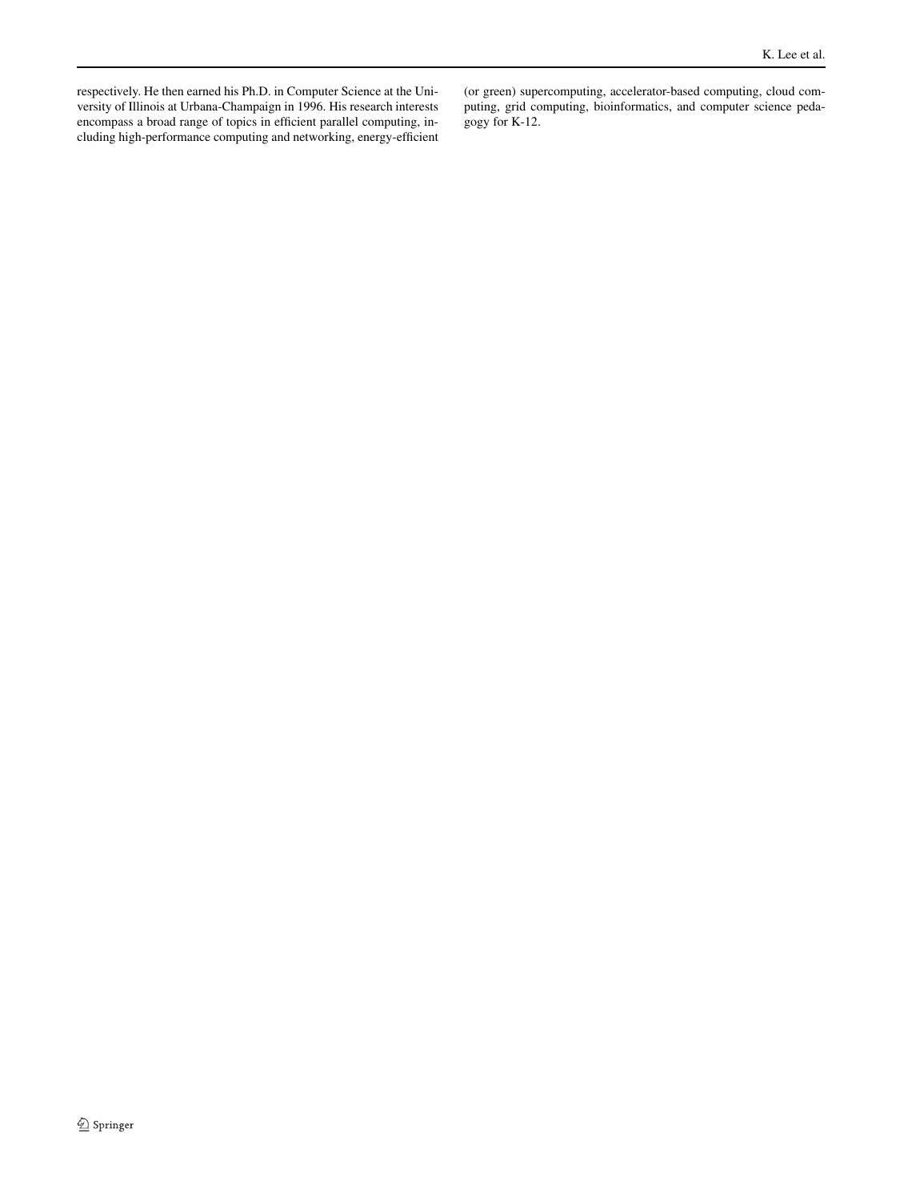respectively. He then earned his Ph.D. in Computer Science at the University of Illinois at Urbana-Champaign in 1996. His research interests encompass a broad range of topics in efficient parallel computing, including high-performance computing and networking, energy-efficient (or green) supercomputing, accelerator-based computing, cloud computing, grid computing, bioinformatics, and computer science pedagogy for K-12.